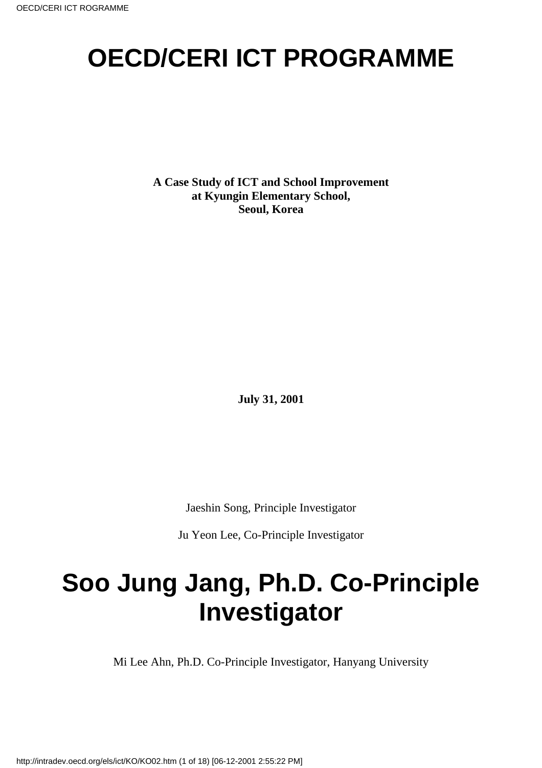# OECD/CERI ICT PROGRAMME

**A Case Study of ICT and School Improvement at Kyungin Elementary School, Seoul, Korea**

**July 31, 2001**

Jaeshin Song, Principle Investigator

Ju Yeon Lee, Co-Principle Investigator

# Soo Jung Jang, Ph.D. Co-Principle Investigator

Mi Lee Ahn, Ph.D. Co-Principle Investigator, Hanyang University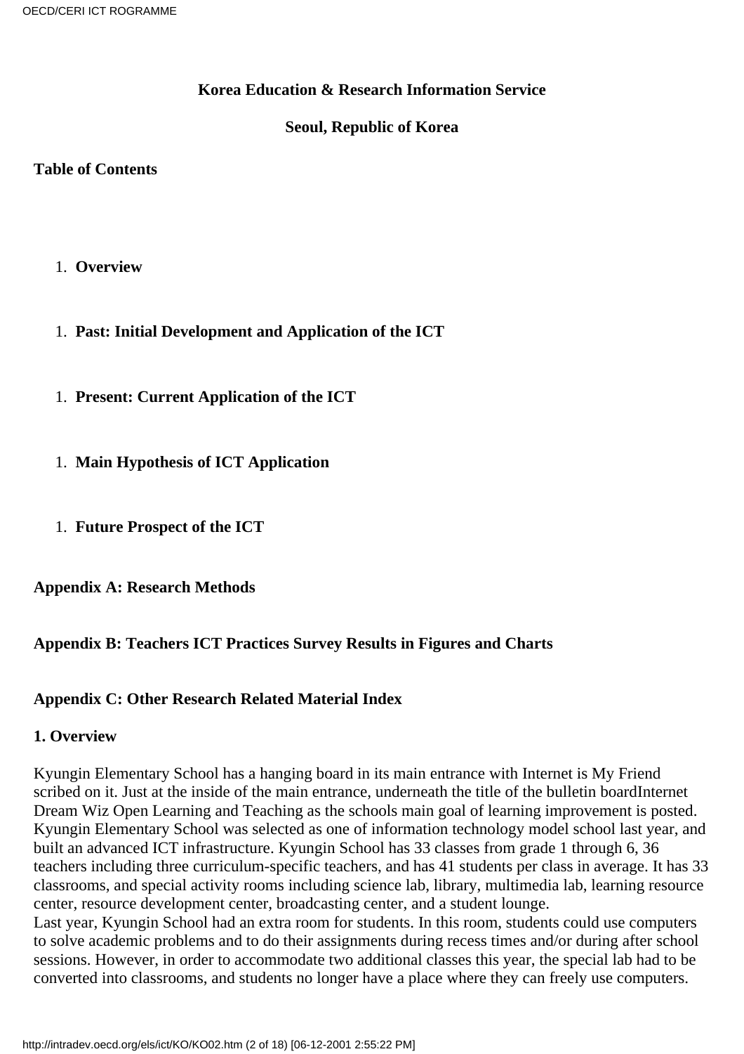**Korea Education & Research Information Service**

**Seoul, Republic of Korea**

**Table of Contents**

1. **Overview**

1. **Past: Initial Development and Application of the ICT**

1. **Present: Current Application of the ICT**

1. **Main Hypothesis of ICT Application**

1. **Future Prospect of the ICT**

**Appendix A: Research Methods**

**Appendix B: Teachers ICT Practices Survey Results in Figures and Charts**

**Appendix C: Other Research Related Material Index**

**1. Overview**

Kyungin Elementary School has a hanging board in its main entrance with Internet is My Friend scribed on it. Just at the inside of the main entrance, underneath the title of the bulletin boardInternet Dream Wiz Open Learning and Teaching as the schools main goal of learning improvement is posted. Kyungin Elementary School was selected as one of information technology model school last year, and built an advanced ICT infrastructure. Kyungin School has 33 classes from grade 1 through 6, 36 teachers including three curriculum-specific teachers, and has 41 students per class in average. It has 33 classrooms, and special activity rooms including science lab, library, multimedia lab, learning resource center, resource development center, broadcasting center, and a student lounge.
Last year, Kyungin School had an extra room for students. In this room, students could use computers to solve academic problems and to do their assignments during recess times and/or during after school sessions. However, in order to accommodate two additional classes this year, the special lab had to be converted into classrooms, and students no longer have a place where they can freely use computers.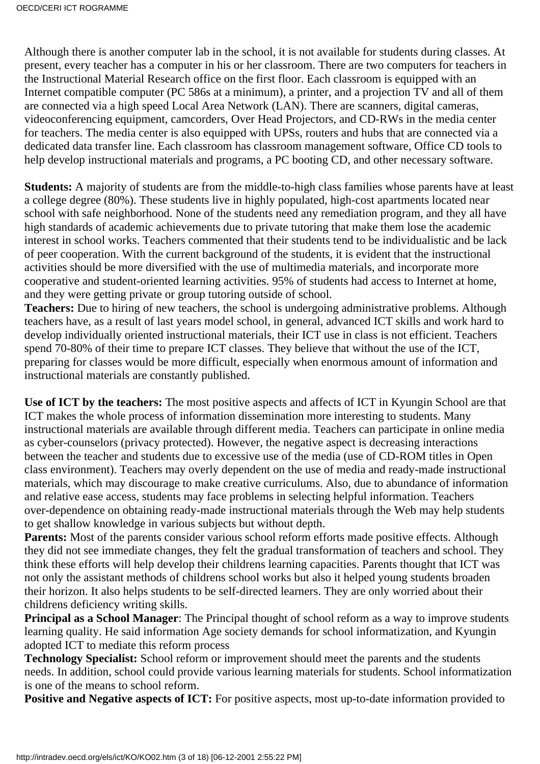Although there is another computer lab in the school, it is not available for students during classes. At present, every teacher has a computer in his or her classroom. There are two computers for teachers in the Instructional Material Research office on the first floor. Each classroom is equipped with an Internet compatible computer (PC 586s at a minimum), a printer, and a projection TV and all of them are connected via a high speed Local Area Network (LAN). There are scanners, digital cameras, videoconferencing equipment, camcorders, Over Head Projectors, and CD-RWs in the media center for teachers. The media center is also equipped with UPSs, routers and hubs that are connected via a dedicated data transfer line. Each classroom has classroom management software, Office CD tools to help develop instructional materials and programs, a PC booting CD, and other necessary software.

**Students:** A majority of students are from the middle-to-high class families whose parents have at least a college degree (80%). These students live in highly populated, high-cost apartments located near school with safe neighborhood. None of the students need any remediation program, and they all have high standards of academic achievements due to private tutoring that make them lose the academic interest in school works. Teachers commented that their students tend to be individualistic and be lack of peer cooperation. With the current background of the students, it is evident that the instructional activities should be more diversified with the use of multimedia materials, and incorporate more cooperative and student-oriented learning activities. 95% of students had access to Internet at home, and they were getting private or group tutoring outside of school.

**Teachers:** Due to hiring of new teachers, the school is undergoing administrative problems. Although teachers have, as a result of last years model school, in general, advanced ICT skills and work hard to develop individually oriented instructional materials, their ICT use in class is not efficient. Teachers spend 70-80% of their time to prepare ICT classes. They believe that without the use of the ICT, preparing for classes would be more difficult, especially when enormous amount of information and instructional materials are constantly published.

**Use of ICT by the teachers:** The most positive aspects and affects of ICT in Kyungin School are that ICT makes the whole process of information dissemination more interesting to students. Many instructional materials are available through different media. Teachers can participate in online media as cyber-counselors (privacy protected). However, the negative aspect is decreasing interactions between the teacher and students due to excessive use of the media (use of CD-ROM titles in Open class environment). Teachers may overly dependent on the use of media and ready-made instructional materials, which may discourage to make creative curriculums. Also, due to abundance of information and relative ease access, students may face problems in selecting helpful information. Teachers over-dependence on obtaining ready-made instructional materials through the Web may help students to get shallow knowledge in various subjects but without depth.

**Parents:** Most of the parents consider various school reform efforts made positive effects. Although they did not see immediate changes, they felt the gradual transformation of teachers and school. They think these efforts will help develop their childrens learning capacities. Parents thought that ICT was not only the assistant methods of childrens school works but also it helped young students broaden their horizon. It also helps students to be self-directed learners. They are only worried about their childrens deficiency writing skills.

**Principal as a School Manager**: The Principal thought of school reform as a way to improve students learning quality. He said information Age society demands for school informatization, and Kyungin adopted ICT to mediate this reform process

**Technology Specialist:** School reform or improvement should meet the parents and the students needs. In addition, school could provide various learning materials for students. School informatization is one of the means to school reform.

**Positive and Negative aspects of ICT:** For positive aspects, most up-to-date information provided to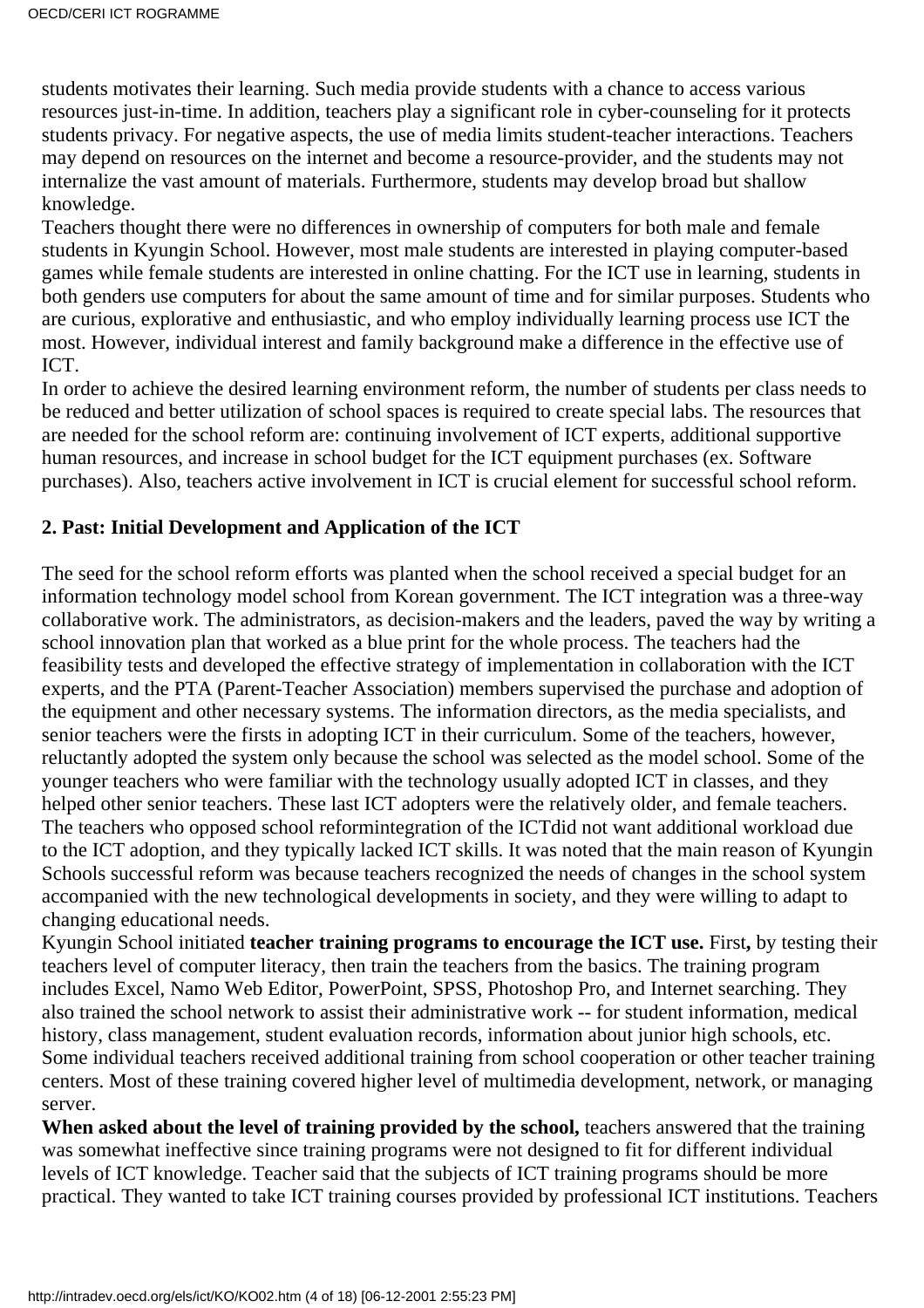students motivates their learning. Such media provide students with a chance to access various resources just-in-time. In addition, teachers play a significant role in cyber-counseling for it protects students privacy. For negative aspects, the use of media limits student-teacher interactions. Teachers may depend on resources on the internet and become a resource-provider, and the students may not internalize the vast amount of materials. Furthermore, students may develop broad but shallow knowledge.

Teachers thought there were no differences in ownership of computers for both male and female students in Kyungin School. However, most male students are interested in playing computer-based games while female students are interested in online chatting. For the ICT use in learning, students in both genders use computers for about the same amount of time and for similar purposes. Students who are curious, explorative and enthusiastic, and who employ individually learning process use ICT the most. However, individual interest and family background make a difference in the effective use of ICT.

In order to achieve the desired learning environment reform, the number of students per class needs to be reduced and better utilization of school spaces is required to create special labs. The resources that are needed for the school reform are: continuing involvement of ICT experts, additional supportive human resources, and increase in school budget for the ICT equipment purchases (ex. Software purchases). Also, teachers active involvement in ICT is crucial element for successful school reform.

**2. Past: Initial Development and Application of the ICT**

The seed for the school reform efforts was planted when the school received a special budget for an information technology model school from Korean government. The ICT integration was a three-way collaborative work. The administrators, as decision-makers and the leaders, paved the way by writing a school innovation plan that worked as a blue print for the whole process. The teachers had the feasibility tests and developed the effective strategy of implementation in collaboration with the ICT experts, and the PTA (Parent-Teacher Association) members supervised the purchase and adoption of the equipment and other necessary systems. The information directors, as the media specialists, and senior teachers were the firsts in adopting ICT in their curriculum. Some of the teachers, however, reluctantly adopted the system only because the school was selected as the model school. Some of the younger teachers who were familiar with the technology usually adopted ICT in classes, and they helped other senior teachers. These last ICT adopters were the relatively older, and female teachers. The teachers who opposed school reformintegration of the ICTdid not want additional workload due to the ICT adoption, and they typically lacked ICT skills. It was noted that the main reason of Kyungin Schools successful reform was because teachers recognized the needs of changes in the school system accompanied with the new technological developments in society, and they were willing to adapt to changing educational needs.

Kyungin School initiated **teacher training programs to encourage the ICT use.** First**,** by testing their teachers level of computer literacy, then train the teachers from the basics. The training program includes Excel, Namo Web Editor, PowerPoint, SPSS, Photoshop Pro, and Internet searching. They also trained the school network to assist their administrative work -- for student information, medical history, class management, student evaluation records, information about junior high schools, etc. Some individual teachers received additional training from school cooperation or other teacher training centers. Most of these training covered higher level of multimedia development, network, or managing server.

**When asked about the level of training provided by the school,** teachers answered that the training was somewhat ineffective since training programs were not designed to fit for different individual levels of ICT knowledge. Teacher said that the subjects of ICT training programs should be more practical. They wanted to take ICT training courses provided by professional ICT institutions. Teachers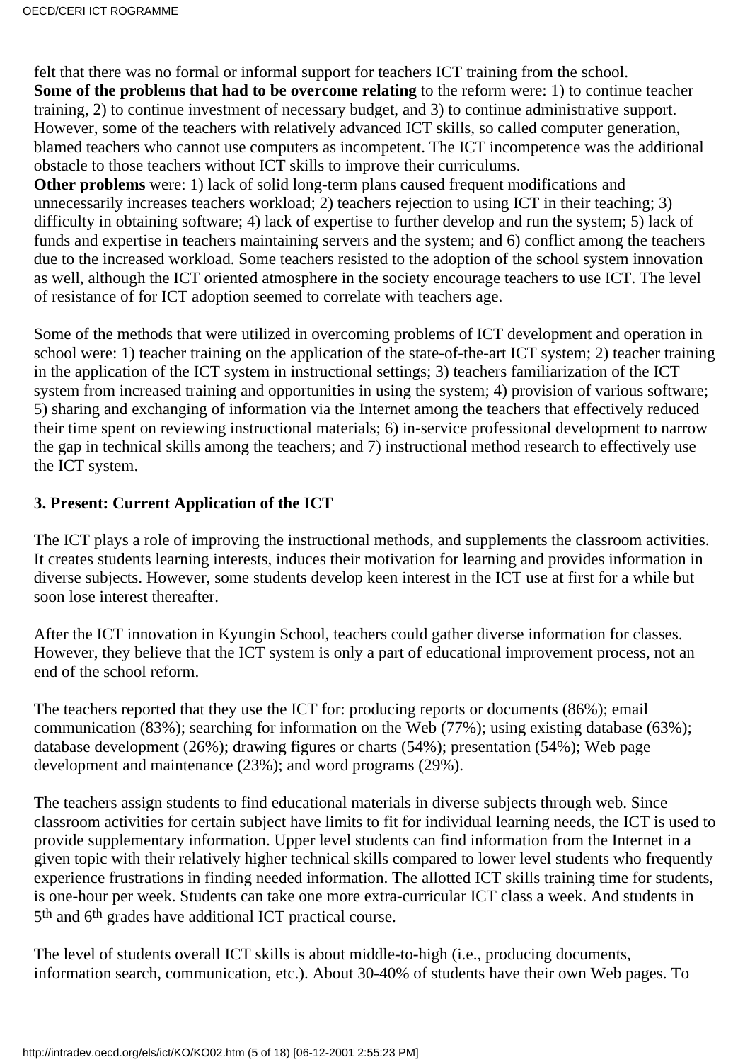felt that there was no formal or informal support for teachers ICT training from the school.
**Some of the problems that had to be overcome relating** to the reform were: 1) to continue teacher training, 2) to continue investment of necessary budget, and 3) to continue administrative support. However, some of the teachers with relatively advanced ICT skills, so called computer generation, blamed teachers who cannot use computers as incompetent. The ICT incompetence was the additional obstacle to those teachers without ICT skills to improve their curriculums.
**Other problems** were: 1) lack of solid long-term plans caused frequent modifications and unnecessarily increases teachers workload; 2) teachers rejection to using ICT in their teaching; 3) difficulty in obtaining software; 4) lack of expertise to further develop and run the system; 5) lack of funds and expertise in teachers maintaining servers and the system; and 6) conflict among the teachers due to the increased workload. Some teachers resisted to the adoption of the school system innovation as well, although the ICT oriented atmosphere in the society encourage teachers to use ICT. The level of resistance of for ICT adoption seemed to correlate with teachers age.

Some of the methods that were utilized in overcoming problems of ICT development and operation in school were: 1) teacher training on the application of the state-of-the-art ICT system; 2) teacher training in the application of the ICT system in instructional settings; 3) teachers familiarization of the ICT system from increased training and opportunities in using the system; 4) provision of various software; 5) sharing and exchanging of information via the Internet among the teachers that effectively reduced their time spent on reviewing instructional materials; 6) in-service professional development to narrow the gap in technical skills among the teachers; and 7) instructional method research to effectively use the ICT system.

### 3. Present: Current Application of the ICT

The ICT plays a role of improving the instructional methods, and supplements the classroom activities. It creates students learning interests, induces their motivation for learning and provides information in diverse subjects. However, some students develop keen interest in the ICT use at first for a while but soon lose interest thereafter.

After the ICT innovation in Kyungin School, teachers could gather diverse information for classes. However, they believe that the ICT system is only a part of educational improvement process, not an end of the school reform.

The teachers reported that they use the ICT for: producing reports or documents (86%); email communication (83%); searching for information on the Web (77%); using existing database (63%); database development (26%); drawing figures or charts (54%); presentation (54%); Web page development and maintenance (23%); and word programs (29%).

The teachers assign students to find educational materials in diverse subjects through web. Since classroom activities for certain subject have limits to fit for individual learning needs, the ICT is used to provide supplementary information. Upper level students can find information from the Internet in a given topic with their relatively higher technical skills compared to lower level students who frequently experience frustrations in finding needed information. The allotted ICT skills training time for students, is one-hour per week. Students can take one more extra-curricular ICT class a week. And students in 5th and 6th grades have additional ICT practical course.

The level of students overall ICT skills is about middle-to-high (i.e., producing documents, information search, communication, etc.). About 30-40% of students have their own Web pages. To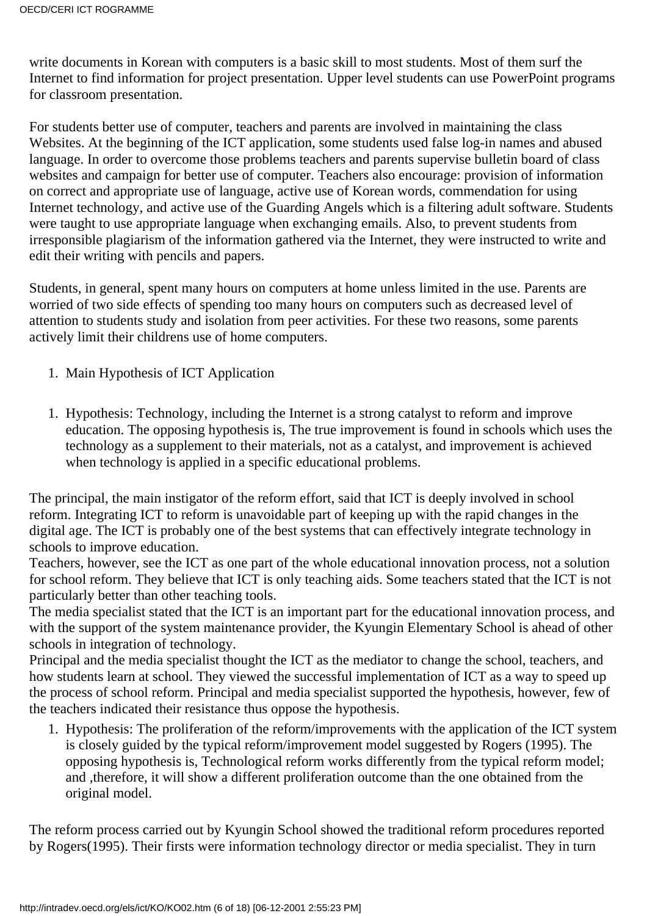write documents in Korean with computers is a basic skill to most students. Most of them surf the Internet to find information for project presentation. Upper level students can use PowerPoint programs for classroom presentation.

For students better use of computer, teachers and parents are involved in maintaining the class Websites. At the beginning of the ICT application, some students used false log-in names and abused language. In order to overcome those problems teachers and parents supervise bulletin board of class websites and campaign for better use of computer. Teachers also encourage: provision of information on correct and appropriate use of language, active use of Korean words, commendation for using Internet technology, and active use of the Guarding Angels which is a filtering adult software. Students were taught to use appropriate language when exchanging emails. Also, to prevent students from irresponsible plagiarism of the information gathered via the Internet, they were instructed to write and edit their writing with pencils and papers.

Students, in general, spent many hours on computers at home unless limited in the use. Parents are worried of two side effects of spending too many hours on computers such as decreased level of attention to students study and isolation from peer activities. For these two reasons, some parents actively limit their childrens use of home computers.

1. Main Hypothesis of ICT Application

1. Hypothesis: Technology, including the Internet is a strong catalyst to reform and improve education. The opposing hypothesis is, The true improvement is found in schools which uses the technology as a supplement to their materials, not as a catalyst, and improvement is achieved when technology is applied in a specific educational problems.

The principal, the main instigator of the reform effort, said that ICT is deeply involved in school reform. Integrating ICT to reform is unavoidable part of keeping up with the rapid changes in the digital age. The ICT is probably one of the best systems that can effectively integrate technology in schools to improve education.
Teachers, however, see the ICT as one part of the whole educational innovation process, not a solution for school reform. They believe that ICT is only teaching aids. Some teachers stated that the ICT is not particularly better than other teaching tools.
The media specialist stated that the ICT is an important part for the educational innovation process, and with the support of the system maintenance provider, the Kyungin Elementary School is ahead of other schools in integration of technology.
Principal and the media specialist thought the ICT as the mediator to change the school, teachers, and how students learn at school. They viewed the successful implementation of ICT as a way to speed up the process of school reform. Principal and media specialist supported the hypothesis, however, few of the teachers indicated their resistance thus oppose the hypothesis.

1. Hypothesis: The proliferation of the reform/improvements with the application of the ICT system is closely guided by the typical reform/improvement model suggested by Rogers (1995). The opposing hypothesis is, Technological reform works differently from the typical reform model; and ,therefore, it will show a different proliferation outcome than the one obtained from the original model.

The reform process carried out by Kyungin School showed the traditional reform procedures reported by Rogers(1995). Their firsts were information technology director or media specialist. They in turn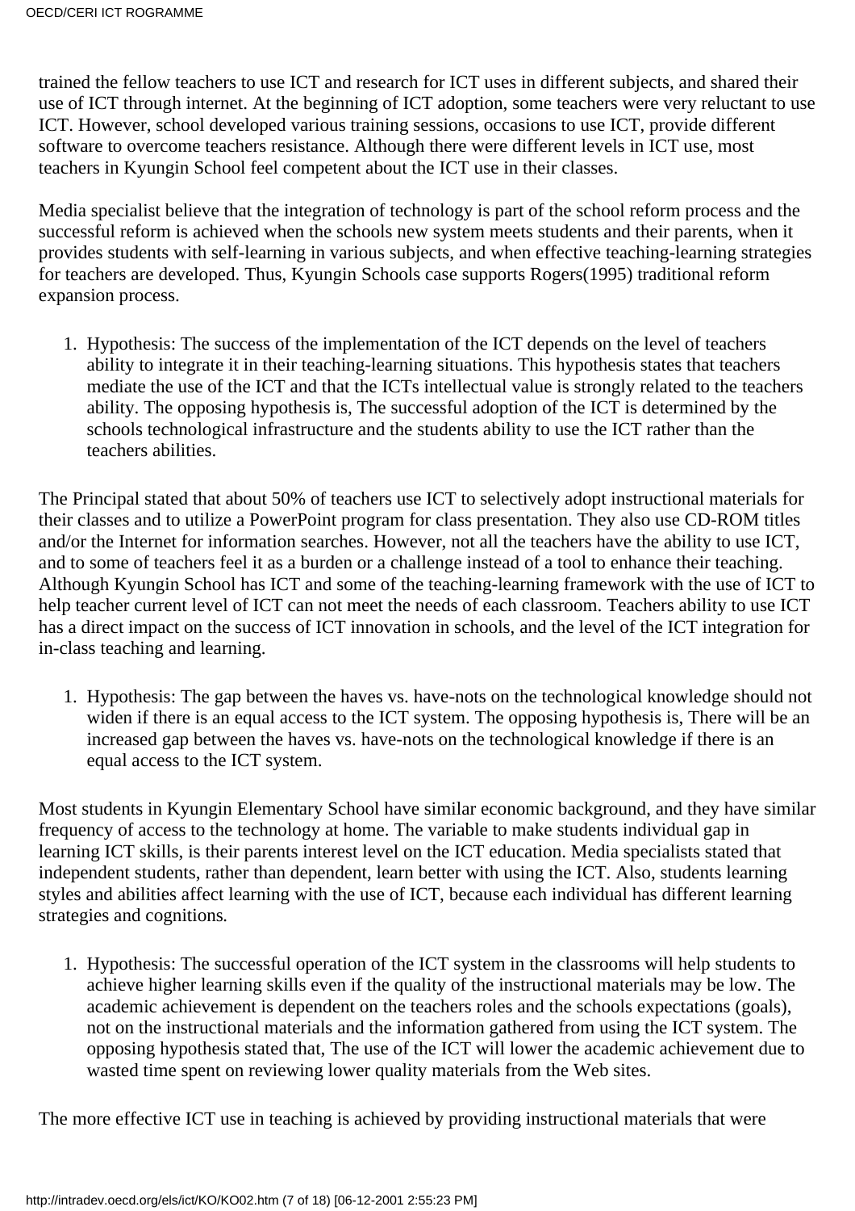trained the fellow teachers to use ICT and research for ICT uses in different subjects, and shared their use of ICT through internet. At the beginning of ICT adoption, some teachers were very reluctant to use ICT. However, school developed various training sessions, occasions to use ICT, provide different software to overcome teachers resistance. Although there were different levels in ICT use, most teachers in Kyungin School feel competent about the ICT use in their classes.

Media specialist believe that the integration of technology is part of the school reform process and the successful reform is achieved when the schools new system meets students and their parents, when it provides students with self-learning in various subjects, and when effective teaching-learning strategies for teachers are developed. Thus, Kyungin Schools case supports Rogers(1995) traditional reform expansion process.

1. Hypothesis: The success of the implementation of the ICT depends on the level of teachers ability to integrate it in their teaching-learning situations. This hypothesis states that teachers mediate the use of the ICT and that the ICTs intellectual value is strongly related to the teachers ability. The opposing hypothesis is, The successful adoption of the ICT is determined by the schools technological infrastructure and the students ability to use the ICT rather than the teachers abilities.

The Principal stated that about 50% of teachers use ICT to selectively adopt instructional materials for their classes and to utilize a PowerPoint program for class presentation. They also use CD-ROM titles and/or the Internet for information searches. However, not all the teachers have the ability to use ICT, and to some of teachers feel it as a burden or a challenge instead of a tool to enhance their teaching. Although Kyungin School has ICT and some of the teaching-learning framework with the use of ICT to help teacher current level of ICT can not meet the needs of each classroom. Teachers ability to use ICT has a direct impact on the success of ICT innovation in schools, and the level of the ICT integration for in-class teaching and learning.

1. Hypothesis: The gap between the haves vs. have-nots on the technological knowledge should not widen if there is an equal access to the ICT system. The opposing hypothesis is, There will be an increased gap between the haves vs. have-nots on the technological knowledge if there is an equal access to the ICT system.

Most students in Kyungin Elementary School have similar economic background, and they have similar frequency of access to the technology at home. The variable to make students individual gap in learning ICT skills, is their parents interest level on the ICT education. Media specialists stated that independent students, rather than dependent, learn better with using the ICT. Also, students learning styles and abilities affect learning with the use of ICT, because each individual has different learning strategies and cognitions.

1. Hypothesis: The successful operation of the ICT system in the classrooms will help students to achieve higher learning skills even if the quality of the instructional materials may be low. The academic achievement is dependent on the teachers roles and the schools expectations (goals), not on the instructional materials and the information gathered from using the ICT system. The opposing hypothesis stated that, The use of the ICT will lower the academic achievement due to wasted time spent on reviewing lower quality materials from the Web sites.

The more effective ICT use in teaching is achieved by providing instructional materials that were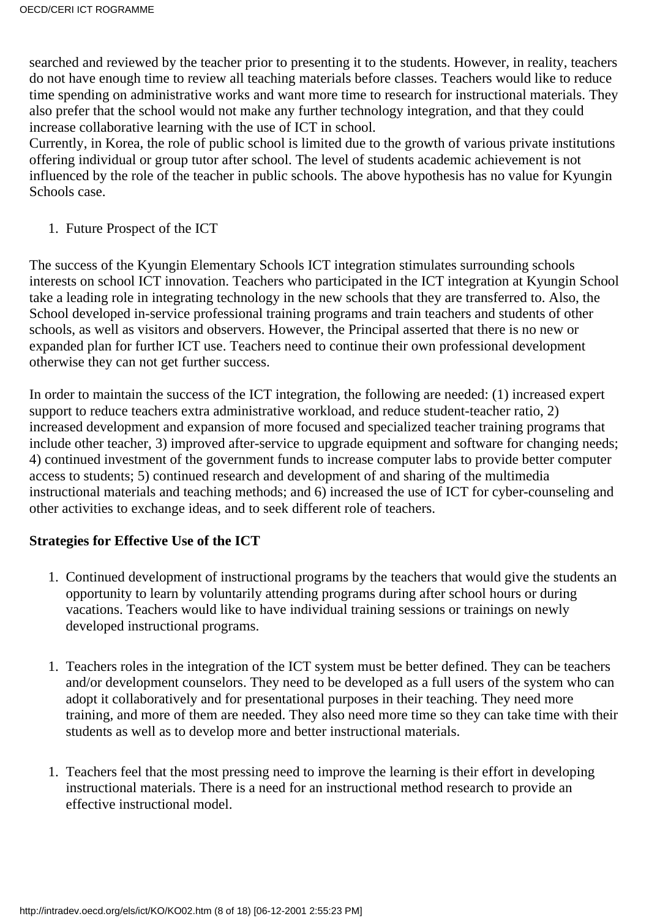searched and reviewed by the teacher prior to presenting it to the students. However, in reality, teachers do not have enough time to review all teaching materials before classes. Teachers would like to reduce time spending on administrative works and want more time to research for instructional materials. They also prefer that the school would not make any further technology integration, and that they could increase collaborative learning with the use of ICT in school.
Currently, in Korea, the role of public school is limited due to the growth of various private institutions offering individual or group tutor after school. The level of students academic achievement is not influenced by the role of the teacher in public schools. The above hypothesis has no value for Kyungin Schools case.

1. Future Prospect of the ICT

The success of the Kyungin Elementary Schools ICT integration stimulates surrounding schools interests on school ICT innovation. Teachers who participated in the ICT integration at Kyungin School take a leading role in integrating technology in the new schools that they are transferred to. Also, the School developed in-service professional training programs and train teachers and students of other schools, as well as visitors and observers. However, the Principal asserted that there is no new or expanded plan for further ICT use. Teachers need to continue their own professional development otherwise they can not get further success.

In order to maintain the success of the ICT integration, the following are needed: (1) increased expert support to reduce teachers extra administrative workload, and reduce student-teacher ratio, 2) increased development and expansion of more focused and specialized teacher training programs that include other teacher, 3) improved after-service to upgrade equipment and software for changing needs; 4) continued investment of the government funds to increase computer labs to provide better computer access to students; 5) continued research and development of and sharing of the multimedia instructional materials and teaching methods; and 6) increased the use of ICT for cyber-counseling and other activities to exchange ideas, and to seek different role of teachers.

**Strategies for Effective Use of the ICT**

1. Continued development of instructional programs by the teachers that would give the students an opportunity to learn by voluntarily attending programs during after school hours or during vacations. Teachers would like to have individual training sessions or trainings on newly developed instructional programs.

1. Teachers roles in the integration of the ICT system must be better defined. They can be teachers and/or development counselors. They need to be developed as a full users of the system who can adopt it collaboratively and for presentational purposes in their teaching. They need more training, and more of them are needed. They also need more time so they can take time with their students as well as to develop more and better instructional materials.

1. Teachers feel that the most pressing need to improve the learning is their effort in developing instructional materials. There is a need for an instructional method research to provide an effective instructional model.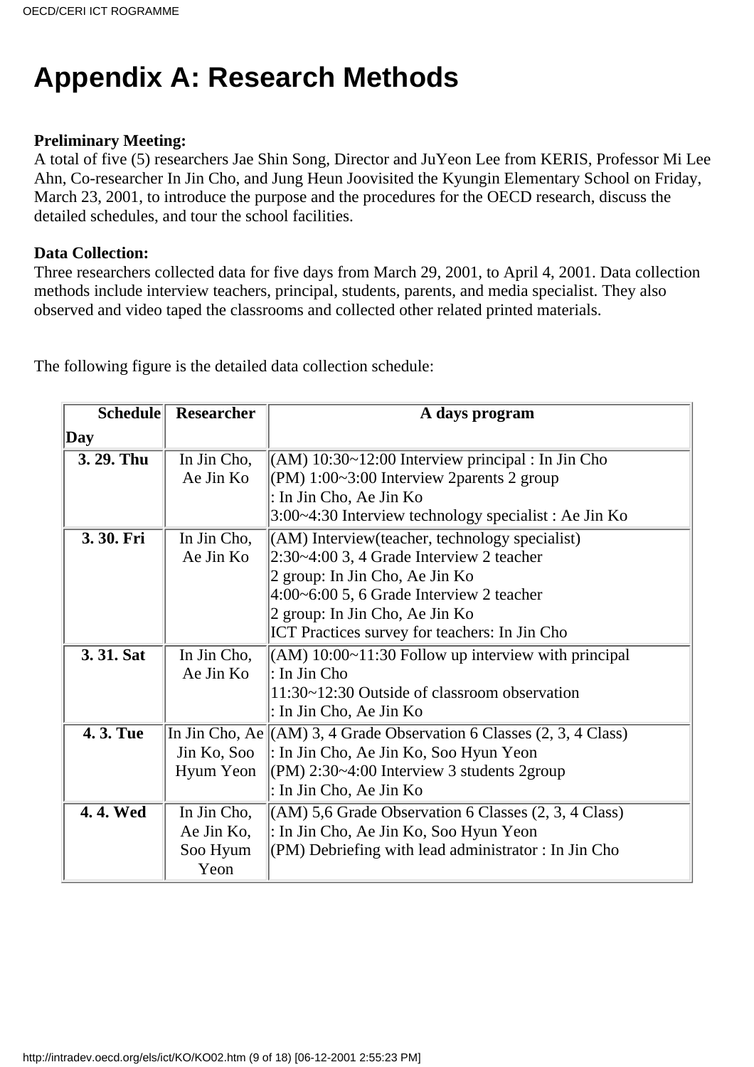# Appendix A: Research Methods

**Preliminary Meeting:**
A total of five (5) researchers Jae Shin Song, Director and JuYeon Lee from KERIS, Professor Mi Lee Ahn, Co-researcher In Jin Cho, and Jung Heun Joovisited the Kyungin Elementary School on Friday, March 23, 2001, to introduce the purpose and the procedures for the OECD research, discuss the detailed schedules, and tour the school facilities.

**Data Collection:**
Three researchers collected data for five days from March 29, 2001, to April 4, 2001. Data collection methods include interview teachers, principal, students, parents, and media specialist. They also observed and video taped the classrooms and collected other related printed materials.

The following figure is the detailed data collection schedule:

| Schedule Day | Researcher | A days program |
|---|---|---|
| **3. 29. Thu** | In Jin Cho, Ae Jin Ko | (AM) 10:30~12:00 Interview principal : In Jin Cho<br>(PM) 1:00~3:00 Interview 2parents 2 group<br>: In Jin Cho, Ae Jin Ko<br>3:00~4:30 Interview technology specialist : Ae Jin Ko |
| **3. 30. Fri** | In Jin Cho, Ae Jin Ko | (AM) Interview(teacher, technology specialist)<br>2:30~4:00 3, 4 Grade Interview 2 teacher<br>2 group: In Jin Cho, Ae Jin Ko<br>4:00~6:00 5, 6 Grade Interview 2 teacher<br>2 group: In Jin Cho, Ae Jin Ko<br>ICT Practices survey for teachers: In Jin Cho |
| **3. 31. Sat** | In Jin Cho, Ae Jin Ko | (AM) 10:00~11:30 Follow up interview with principal<br>: In Jin Cho<br>11:30~12:30 Outside of classroom observation<br>: In Jin Cho, Ae Jin Ko |
| **4. 3. Tue** | In Jin Cho, Ae Jin Ko, Soo Hyum Yeon | (AM) 3, 4 Grade Observation 6 Classes (2, 3, 4 Class)<br>: In Jin Cho, Ae Jin Ko, Soo Hyun Yeon<br>(PM) 2:30~4:00 Interview 3 students 2group<br>: In Jin Cho, Ae Jin Ko |
| **4. 4. Wed** | In Jin Cho, Ae Jin Ko, Soo Hyum Yeon | (AM) 5,6 Grade Observation 6 Classes (2, 3, 4 Class)<br>: In Jin Cho, Ae Jin Ko, Soo Hyun Yeon<br>(PM) Debriefing with lead administrator : In Jin Cho |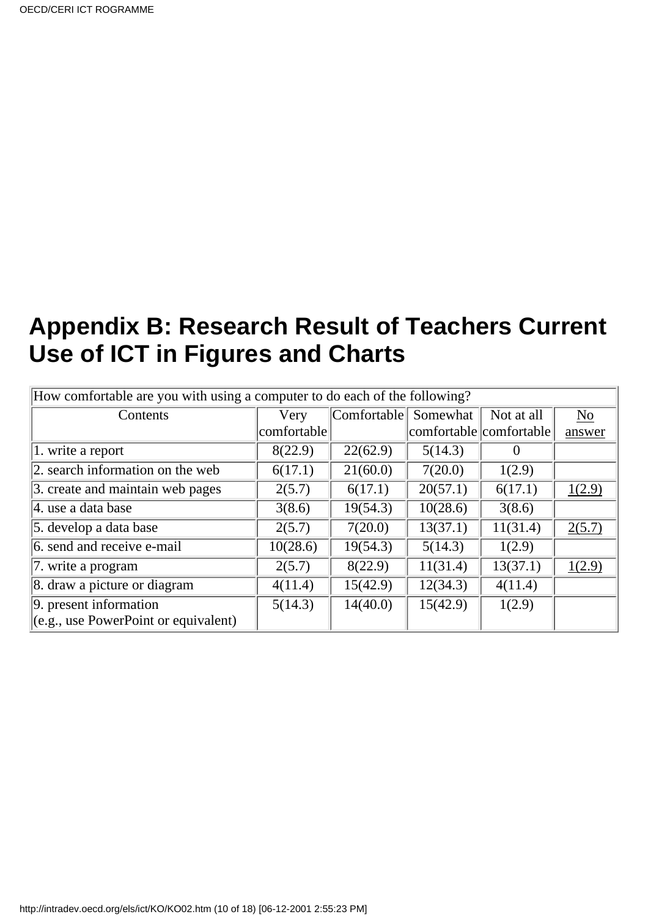## Appendix B: Research Result of Teachers Current Use of ICT in Figures and Charts

| How comfortable are you with using a computer to do each of the following? | | | | | |
|---|---|---|---|---|---|
| Contents | Very comfortable | Comfortable | Somewhat comfortable | Not at all comfortable | No answer |
| 1. write a report | 8(22.9) | 22(62.9) | 5(14.3) | 0 | |
| 2. search information on the web | 6(17.1) | 21(60.0) | 7(20.0) | 1(2.9) | |
| 3. create and maintain web pages | 2(5.7) | 6(17.1) | 20(57.1) | 6(17.1) | 1(2.9) |
| 4. use a data base | 3(8.6) | 19(54.3) | 10(28.6) | 3(8.6) | |
| 5. develop a data base | 2(5.7) | 7(20.0) | 13(37.1) | 11(31.4) | 2(5.7) |
| 6. send and receive e-mail | 10(28.6) | 19(54.3) | 5(14.3) | 1(2.9) | |
| 7. write a program | 2(5.7) | 8(22.9) | 11(31.4) | 13(37.1) | 1(2.9) |
| 8. draw a picture or diagram | 4(11.4) | 15(42.9) | 12(34.3) | 4(11.4) | |
| 9. present information (e.g., use PowerPoint or equivalent) | 5(14.3) | 14(40.0) | 15(42.9) | 1(2.9) | |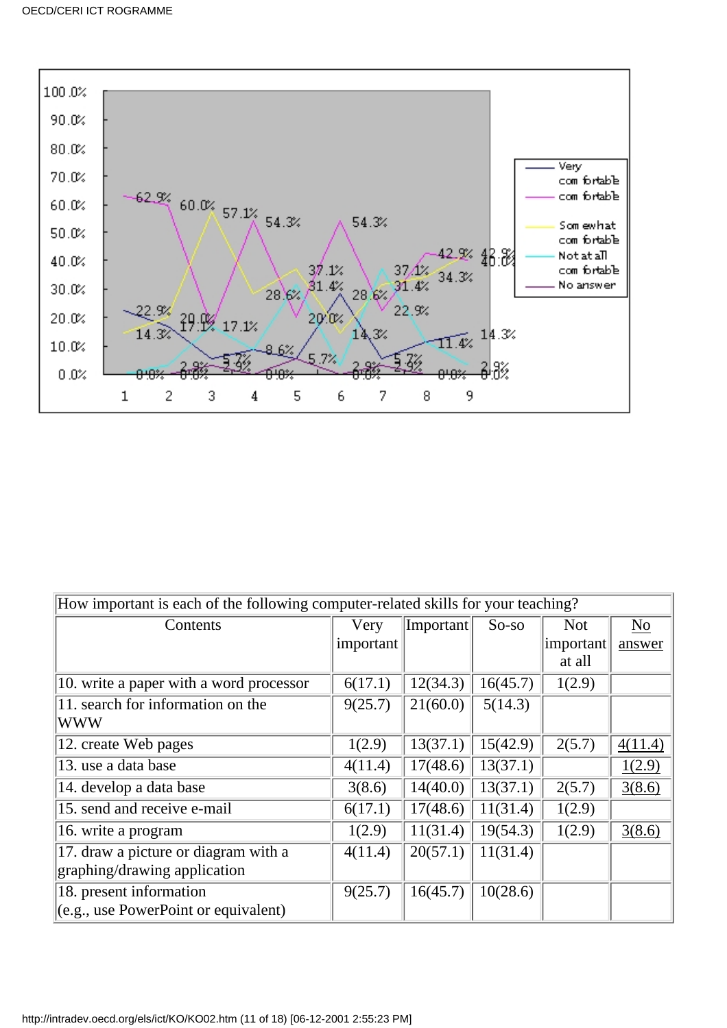How important is each of the following computer-related skills for your teaching?

| Contents | Very important | Important | So-so | Not important at all | No answer |
|---|---|---|---|---|---|
| 10. write a paper with a word processor | 6(17.1) | 12(34.3) | 16(45.7) | 1(2.9) | |
| 11. search for information on the WWW | 9(25.7) | 21(60.0) | 5(14.3) | | |
| 12. create Web pages | 1(2.9) | 13(37.1) | 15(42.9) | 2(5.7) | 4(11.4) |
| 13. use a data base | 4(11.4) | 17(48.6) | 13(37.1) | | 1(2.9) |
| 14. develop a data base | 3(8.6) | 14(40.0) | 13(37.1) | 2(5.7) | 3(8.6) |
| 15. send and receive e-mail | 6(17.1) | 17(48.6) | 11(31.4) | 1(2.9) | |
| 16. write a program | 1(2.9) | 11(31.4) | 19(54.3) | 1(2.9) | 3(8.6) |
| 17. draw a picture or diagram with a graphing/drawing application | 4(11.4) | 20(57.1) | 11(31.4) | | |
| 18. present information (e.g., use PowerPoint or equivalent) | 9(25.7) | 16(45.7) | 10(28.6) | | |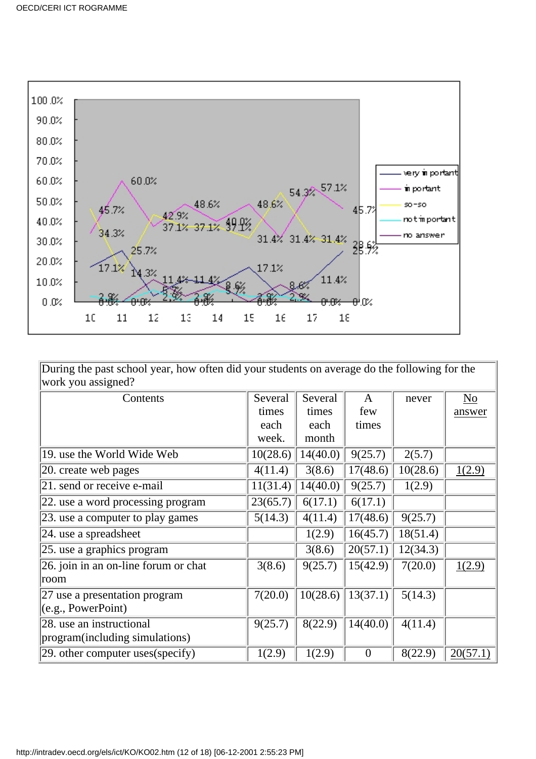During the past school year, how often did your students on average do the following for the work you assigned?

| Contents | Several times each week. | Several times each month | A few times | never | No answer |
|---|---|---|---|---|---|
| 19. use the World Wide Web | 10(28.6) | 14(40.0) | 9(25.7) | 2(5.7) | |
| 20. create web pages | 4(11.4) | 3(8.6) | 17(48.6) | 10(28.6) | 1(2.9) |
| 21. send or receive e-mail | 11(31.4) | 14(40.0) | 9(25.7) | 1(2.9) | |
| 22. use a word processing program | 23(65.7) | 6(17.1) | 6(17.1) | | |
| 23. use a computer to play games | 5(14.3) | 4(11.4) | 17(48.6) | 9(25.7) | |
| 24. use a spreadsheet | | 1(2.9) | 16(45.7) | 18(51.4) | |
| 25. use a graphics program | | 3(8.6) | 20(57.1) | 12(34.3) | |
| 26. join in an on-line forum or chat room | 3(8.6) | 9(25.7) | 15(42.9) | 7(20.0) | 1(2.9) |
| 27 use a presentation program (e.g., PowerPoint) | 7(20.0) | 10(28.6) | 13(37.1) | 5(14.3) | |
| 28. use an instructional program(including simulations) | 9(25.7) | 8(22.9) | 14(40.0) | 4(11.4) | |
| 29. other computer uses(specify) | 1(2.9) | 1(2.9) | 0 | 8(22.9) | 20(57.1) |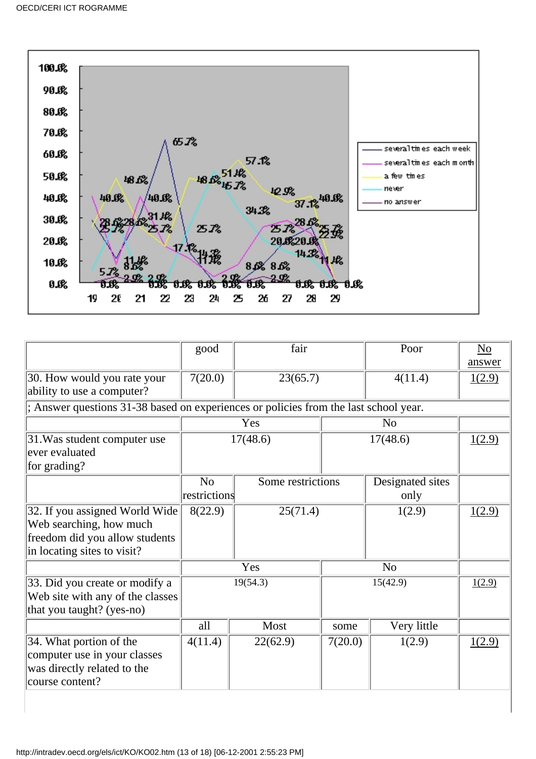| | good | fair | | Poor | No answer |
|---|---|---|---|---|---|
| 30. How would you rate your ability to use a computer? | 7(20.0) | 23(65.7) | | 4(11.4) | 1(2.9) |
| ; Answer questions 31-38 based on experiences or policies from the last school year. | | | | | |
| | Yes | | No | | |
| 31.Was student computer use ever evaluated for grading? | 17(48.6) | | 17(48.6) | | 1(2.9) |
| | No restrictions | Some restrictions | | Designated sites only | |
| 32. If you assigned World Wide Web searching, how much freedom did you allow students in locating sites to visit? | 8(22.9) | 25(71.4) | | 1(2.9) | 1(2.9) |
| | Yes | | No | | |
| 33. Did you create or modify a Web site with any of the classes that you taught? (yes-no) | 19(54.3) | | 15(42.9) | | 1(2.9) |
| | all | Most | some | Very little | |
| 34. What portion of the computer use in your classes was directly related to the course content? | 4(11.4) | 22(62.9) | 7(20.0) | 1(2.9) | 1(2.9) |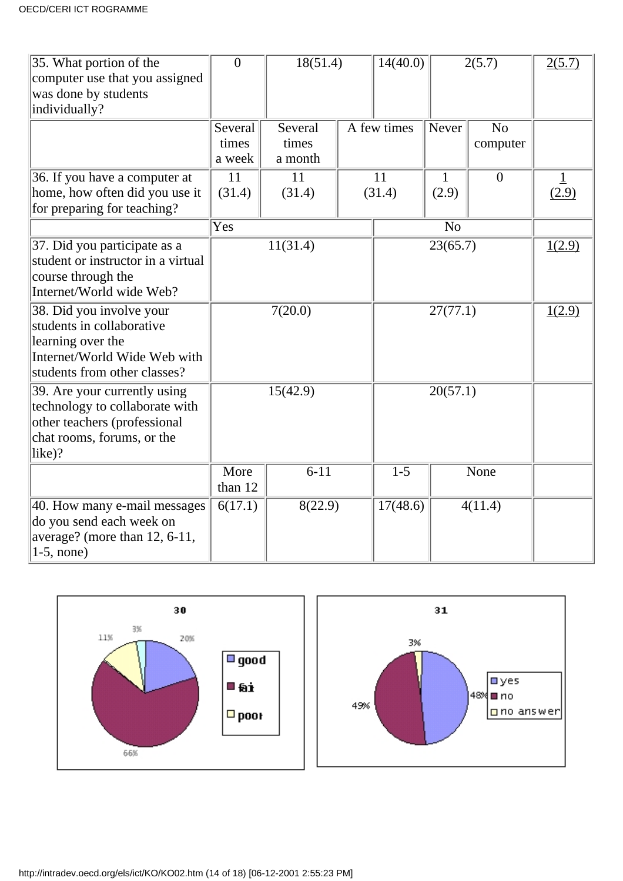| | | | | | | |
|---|---|---|---|---|---|---|
| 35. What portion of the computer use that you assigned was done by students individually? | 0 | 18(51.4) | 14(40.0) | 2(5.7) | | 2(5.7) |
| | Several times a week | Several times a month | A few times | Never | No computer | |
| 36. If you have a computer at home, how often did you use it for preparing for teaching? | 11 (31.4) | 11 (31.4) | 11 (31.4) | 1 (2.9) | 0 | 1 (2.9) |
| | Yes | | No | | | |
| 37. Did you participate as a student or instructor in a virtual course through the Internet/World wide Web? | 11(31.4) | | 23(65.7) | | | 1(2.9) |
| 38. Did you involve your students in collaborative learning over the Internet/World Wide Web with students from other classes? | 7(20.0) | | 27(77.1) | | | 1(2.9) |
| 39. Are your currently using technology to collaborate with other teachers (professional chat rooms, forums, or the like)? | 15(42.9) | | 20(57.1) | | | |
| | More than 12 | 6-11 | 1-5 | None | | |
| 40. How many e-mail messages do you send each week on average? (more than 12, 6-11, 1-5, none) | 6(17.1) | 8(22.9) | 17(48.6) | 4(11.4) | | |

30

good 20%, fair 66%, poor 11%, 3%

31

yes 48%, no 49%, no answer 3%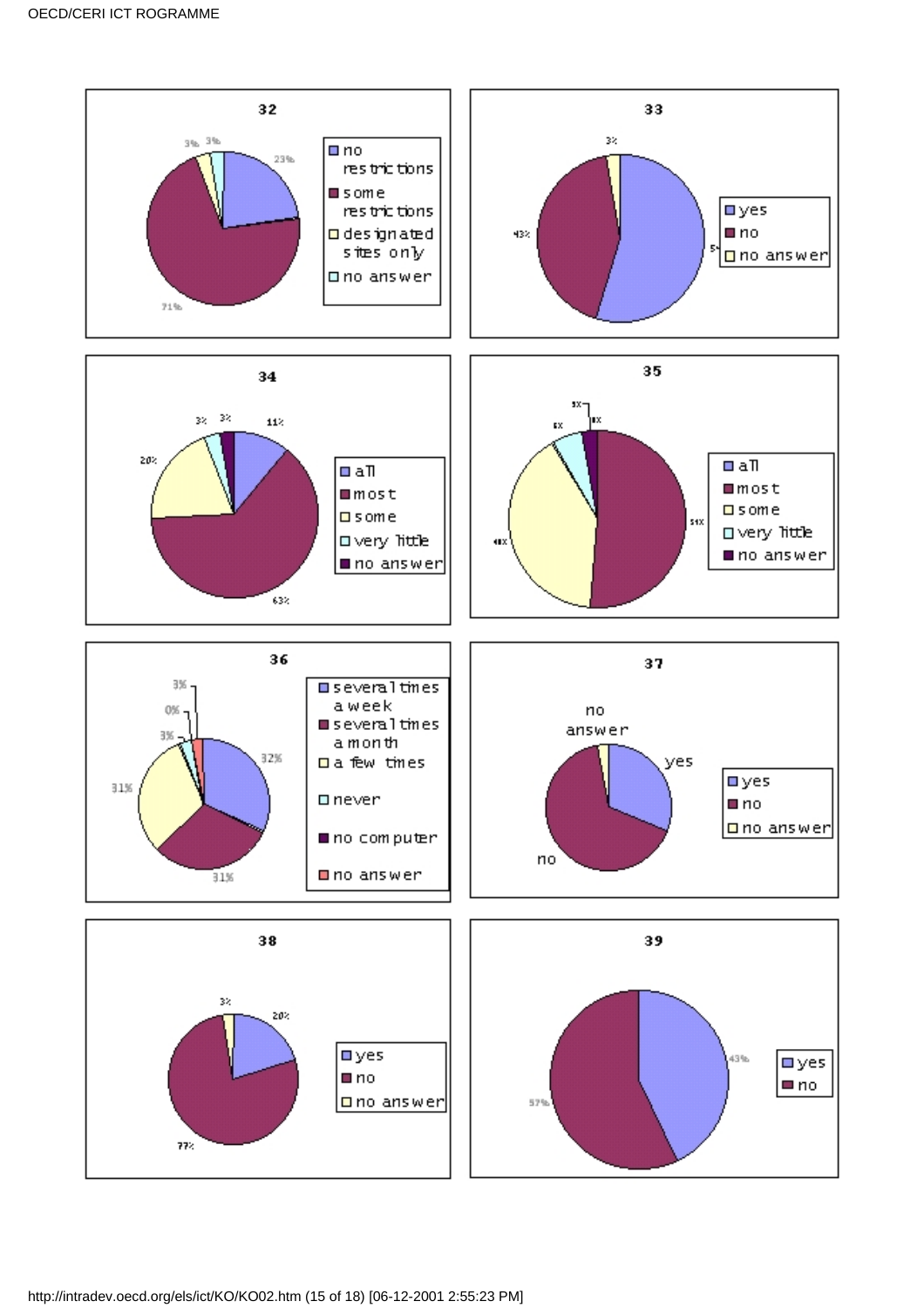### 32

| | |
|---|---|
| no restrictions | 23% |
| some restrictions | 71% |
| designated sites only | 3% |
| no answer | 3% |

### 33

| | |
|---|---|
| yes | 5 |
| no | 43% |
| no answer | 3% |

### 34

| | |
|---|---|
| all | 11% |
| most | 63% |
| some | 20% |
| very little | 3% |
| no answer | 3% |

### 35

| | |
|---|---|
| all | 0% |
| most | 51% |
| some | 40% |
| very little | 6% |
| no answer | 3% |

### 36

| | |
|---|---|
| several times a week | 32% |
| several times a month | 31% |
| a few times | 31% |
| never | 3% |
| no computer | 0% |
| no answer | 3% |

### 37

- yes
- no
- no answer

### 38

| | |
|---|---|
| yes | 20% |
| no | 77% |
| no answer | 3% |

### 39

| | |
|---|---|
| yes | 43% |
| no | 57% |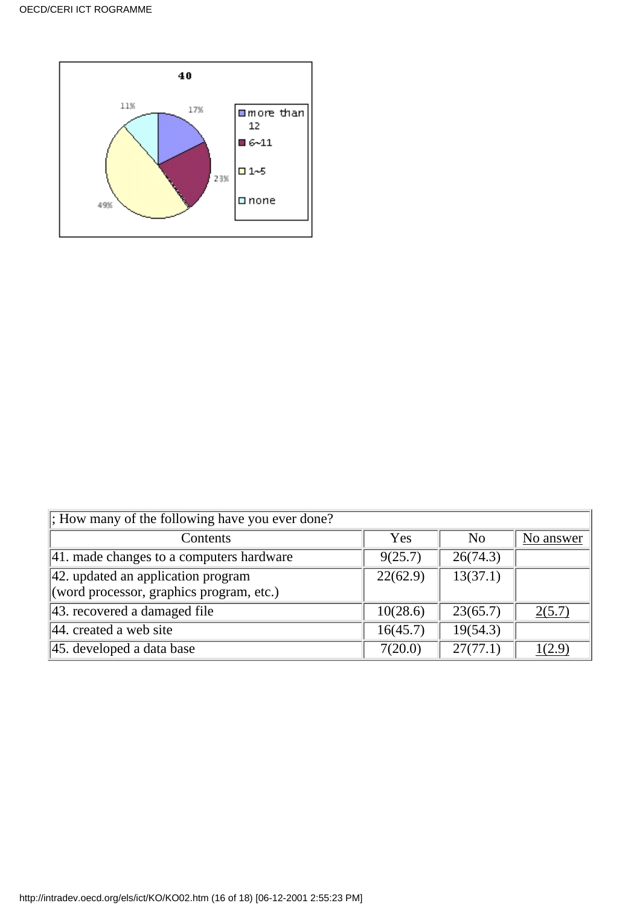40

| | |
|---|---|
| more than 12 | 17% |
| 6~11 | 23% |
| 1~5 | 49% |
| none | 11% |

| ; How many of the following have you ever done? | | | |
|---|---|---|---|
| Contents | Yes | No | No answer |
| 41. made changes to a computers hardware | 9(25.7) | 26(74.3) | |
| 42. updated an application program (word processor, graphics program, etc.) | 22(62.9) | 13(37.1) | |
| 43. recovered a damaged file | 10(28.6) | 23(65.7) | 2(5.7) |
| 44. created a web site | 16(45.7) | 19(54.3) | |
| 45. developed a data base | 7(20.0) | 27(77.1) | 1(2.9) |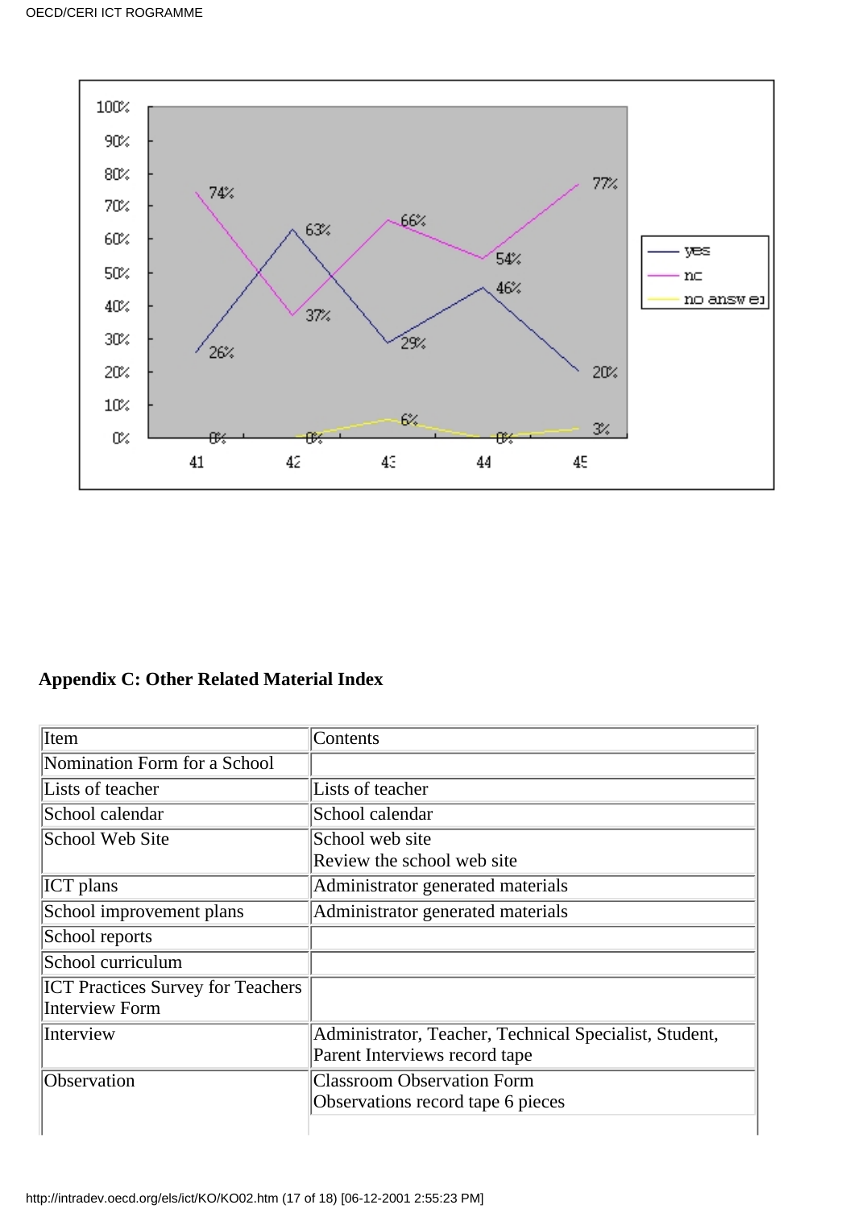| | 41 | 42 | 43 | 44 | 45 |
|---|---|---|---|---|---|
| yes | 26% | 63% | 29% | 46% | 20% |
| no | 74% | 37% | 66% | 54% | 77% |
| no answer | 0% | 0% | 6% | 0% | 3% |

## Appendix C: Other Related Material Index

| Item | Contents |
|---|---|
| Nomination Form for a School | |
| Lists of teacher | Lists of teacher |
| School calendar | School calendar |
| School Web Site | School web site<br>Review the school web site |
| ICT plans | Administrator generated materials |
| School improvement plans | Administrator generated materials |
| School reports | |
| School curriculum | |
| ICT Practices Survey for Teachers<br>Interview Form | |
| Interview | Administrator, Teacher, Technical Specialist, Student, Parent Interviews record tape |
| Observation | Classroom Observation Form<br>Observations record tape 6 pieces |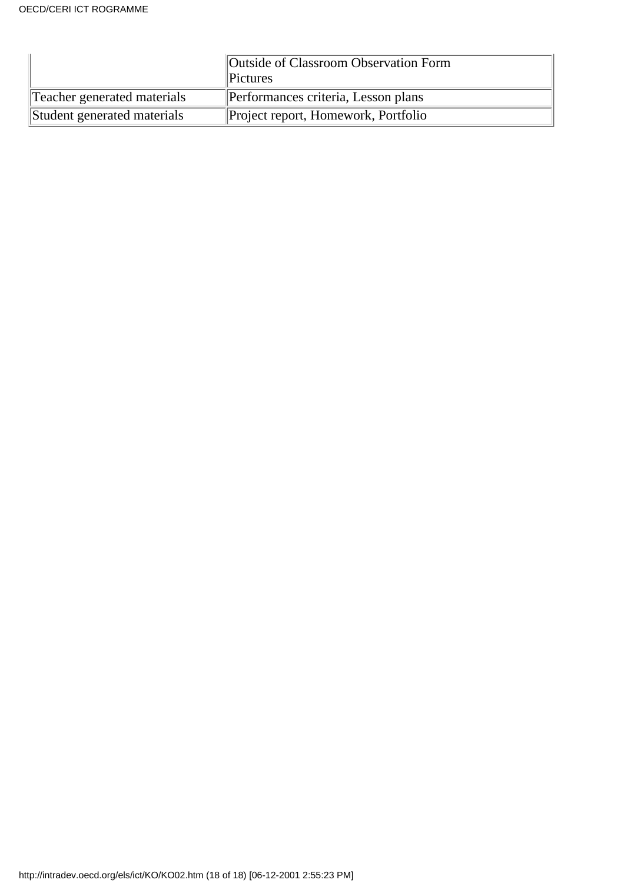| | |
|---|---|
| | Outside of Classroom Observation Form<br>Pictures |
| Teacher generated materials | Performances criteria, Lesson plans |
| Student generated materials | Project report, Homework, Portfolio |